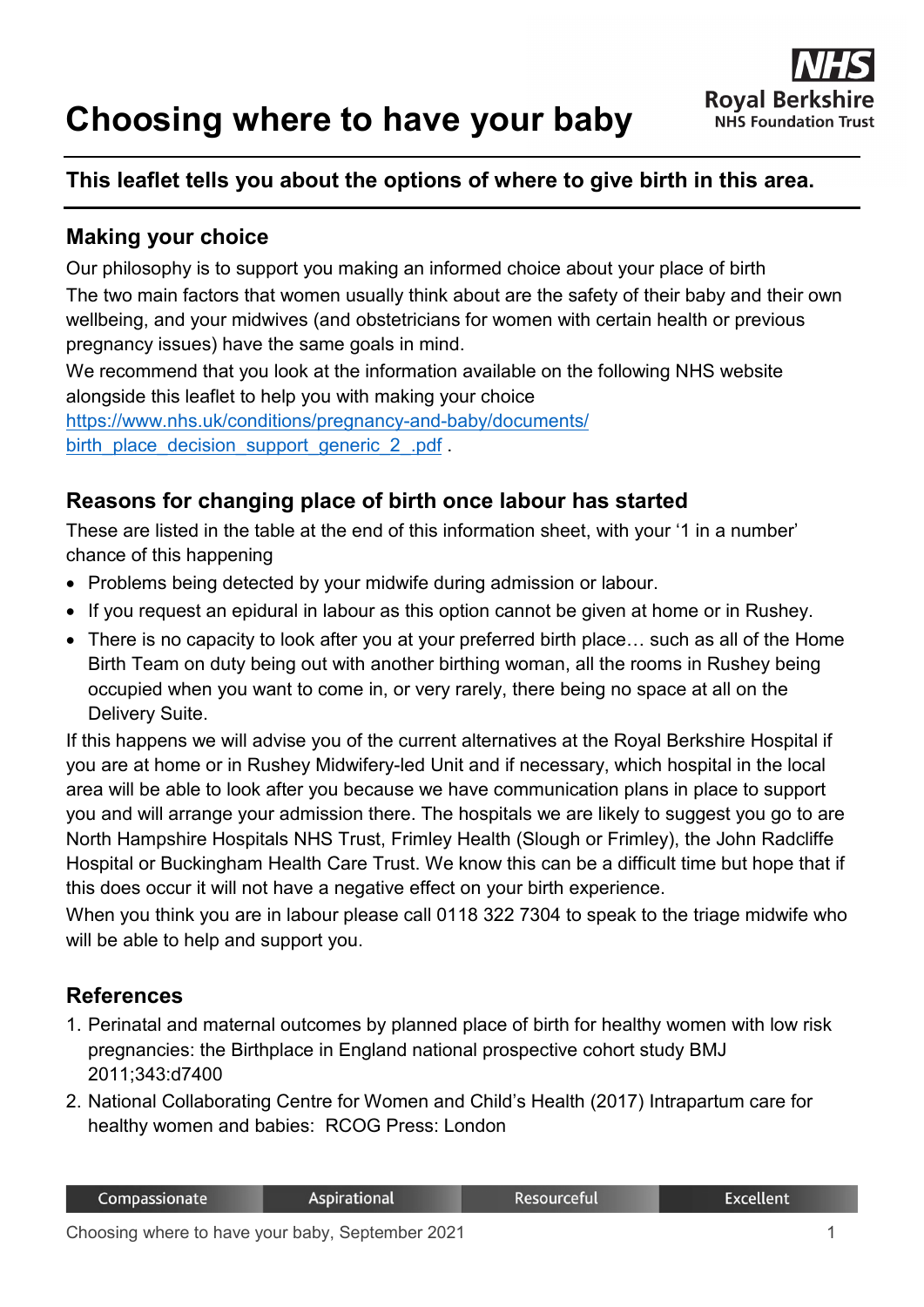# Choosing where to have your baby

NHS
Royal Berkshire
NHS Foundation Trust

**This leaflet tells you about the options of where to give birth in this area.**

## Making your choice

Our philosophy is to support you making an informed choice about your place of birth

The two main factors that women usually think about are the safety of their baby and their own wellbeing, and your midwives (and obstetricians for women with certain health or previous pregnancy issues) have the same goals in mind.

We recommend that you look at the information available on the following NHS website alongside this leaflet to help you with making your choice https://www.nhs.uk/conditions/pregnancy-and-baby/documents/birth_place_decision_support_generic_2_.pdf .

## Reasons for changing place of birth once labour has started

These are listed in the table at the end of this information sheet, with your '1 in a number' chance of this happening

- Problems being detected by your midwife during admission or labour.
- If you request an epidural in labour as this option cannot be given at home or in Rushey.
- There is no capacity to look after you at your preferred birth place… such as all of the Home Birth Team on duty being out with another birthing woman, all the rooms in Rushey being occupied when you want to come in, or very rarely, there being no space at all on the Delivery Suite.

If this happens we will advise you of the current alternatives at the Royal Berkshire Hospital if you are at home or in Rushey Midwifery-led Unit and if necessary, which hospital in the local area will be able to look after you because we have communication plans in place to support you and will arrange your admission there. The hospitals we are likely to suggest you go to are North Hampshire Hospitals NHS Trust, Frimley Health (Slough or Frimley), the John Radcliffe Hospital or Buckingham Health Care Trust. We know this can be a difficult time but hope that if this does occur it will not have a negative effect on your birth experience.

When you think you are in labour please call 0118 322 7304 to speak to the triage midwife who will be able to help and support you.

## References

1. Perinatal and maternal outcomes by planned place of birth for healthy women with low risk pregnancies: the Birthplace in England national prospective cohort study BMJ 2011;343:d7400
2. National Collaborating Centre for Women and Child's Health (2017) Intrapartum care for healthy women and babies: RCOG Press: London

Compassionate | Aspirational | Resourceful | Excellent

Choosing where to have your baby, September 2021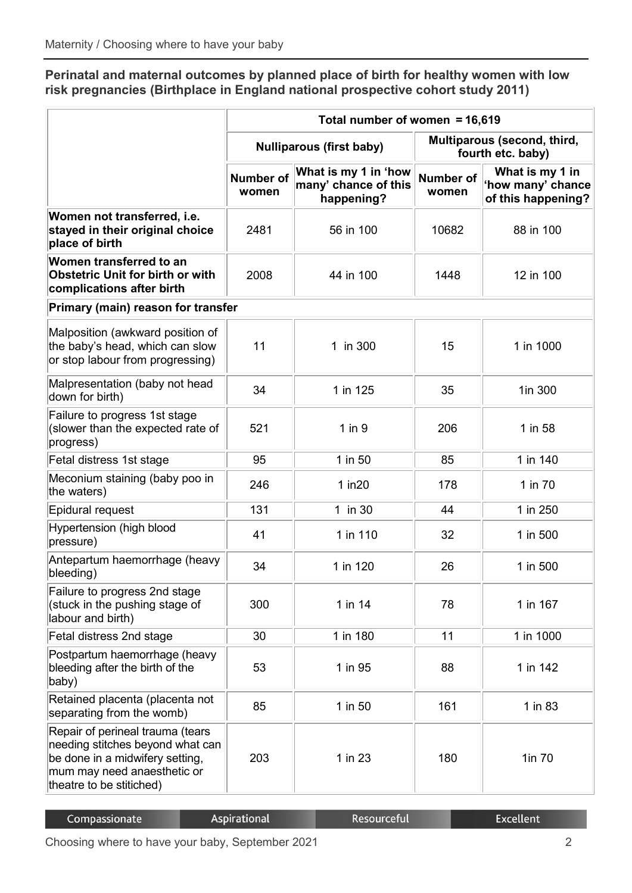**Perinatal and maternal outcomes by planned place of birth for healthy women with low risk pregnancies (Birthplace in England national prospective cohort study 2011)**

| | Total number of women = 16,619 | | | |
|---|---|---|---|---|
| | Nulliparous (first baby) | | Multiparous (second, third, fourth etc. baby) | |
| | Number of women | What is my 1 in 'how many' chance of this happening? | Number of women | What is my 1 in 'how many' chance of this happening? |
| **Women not transferred, i.e. stayed in their original choice place of birth** | 2481 | 56 in 100 | 10682 | 88 in 100 |
| **Women transferred to an Obstetric Unit for birth or with complications after birth** | 2008 | 44 in 100 | 1448 | 12 in 100 |
| **Primary (main) reason for transfer** | | | | |
| Malposition (awkward position of the baby's head, which can slow or stop labour from progressing) | 11 | 1 in 300 | 15 | 1 in 1000 |
| Malpresentation (baby not head down for birth) | 34 | 1 in 125 | 35 | 1in 300 |
| Failure to progress 1st stage (slower than the expected rate of progress) | 521 | 1 in 9 | 206 | 1 in 58 |
| Fetal distress 1st stage | 95 | 1 in 50 | 85 | 1 in 140 |
| Meconium staining (baby poo in the waters) | 246 | 1 in20 | 178 | 1 in 70 |
| Epidural request | 131 | 1 in 30 | 44 | 1 in 250 |
| Hypertension (high blood pressure) | 41 | 1 in 110 | 32 | 1 in 500 |
| Antepartum haemorrhage (heavy bleeding) | 34 | 1 in 120 | 26 | 1 in 500 |
| Failure to progress 2nd stage (stuck in the pushing stage of labour and birth) | 300 | 1 in 14 | 78 | 1 in 167 |
| Fetal distress 2nd stage | 30 | 1 in 180 | 11 | 1 in 1000 |
| Postpartum haemorrhage (heavy bleeding after the birth of the baby) | 53 | 1 in 95 | 88 | 1 in 142 |
| Retained placenta (placenta not separating from the womb) | 85 | 1 in 50 | 161 | 1 in 83 |
| Repair of perineal trauma (tears needing stitches beyond what can be done in a midwifery setting, mum may need anaesthetic or theatre to be stitiched) | 203 | 1 in 23 | 180 | 1in 70 |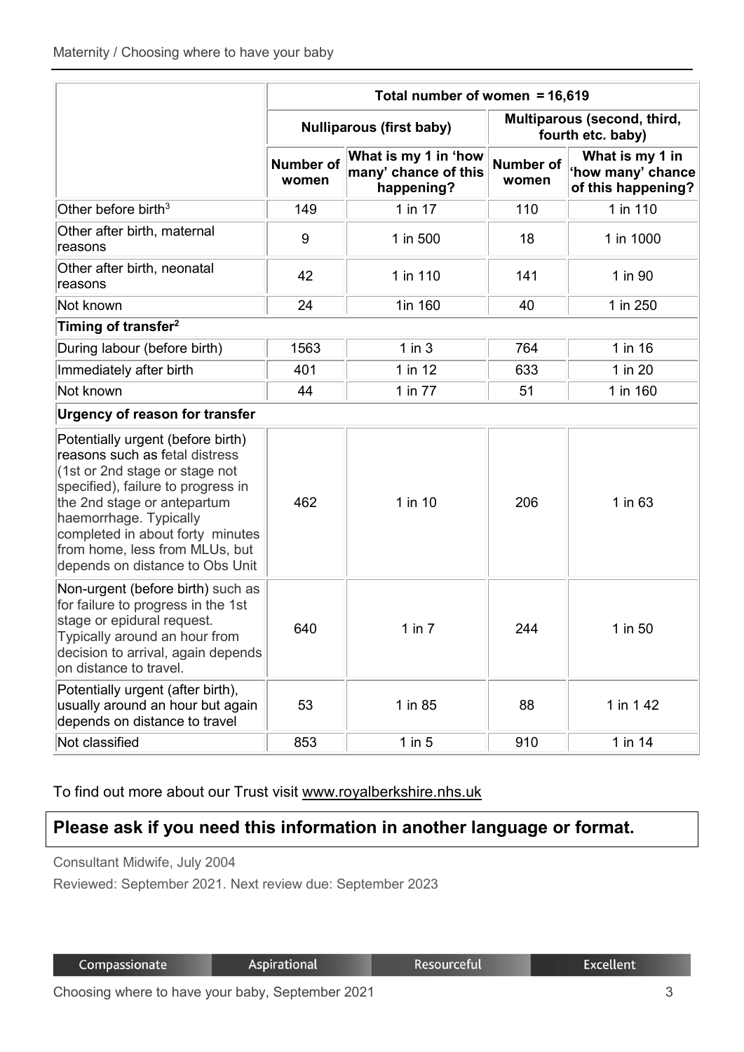| | Total number of women = 16,619 | | | |
|---|---|---|---|---|
| | Nulliparous (first baby) | | Multiparous (second, third, fourth etc. baby) | |
| | Number of women | What is my 1 in 'how many' chance of this happening? | Number of women | What is my 1 in 'how many' chance of this happening? |
| Other before birth[3] | 149 | 1 in 17 | 110 | 1 in 110 |
| Other after birth, maternal reasons | 9 | 1 in 500 | 18 | 1 in 1000 |
| Other after birth, neonatal reasons | 42 | 1 in 110 | 141 | 1 in 90 |
| Not known | 24 | 1in 160 | 40 | 1 in 250 |
| **Timing of transfer[2]** | | | | |
| During labour (before birth) | 1563 | 1 in 3 | 764 | 1 in 16 |
| Immediately after birth | 401 | 1 in 12 | 633 | 1 in 20 |
| Not known | 44 | 1 in 77 | 51 | 1 in 160 |
| **Urgency of reason for transfer** | | | | |
| Potentially urgent (before birth) reasons such as fetal distress (1st or 2nd stage or stage not specified), failure to progress in the 2nd stage or antepartum haemorrhage. Typically completed in about forty minutes from home, less from MLUs, but depends on distance to Obs Unit | 462 | 1 in 10 | 206 | 1 in 63 |
| Non-urgent (before birth) such as for failure to progress in the 1st stage or epidural request. Typically around an hour from decision to arrival, again depends on distance to travel. | 640 | 1 in 7 | 244 | 1 in 50 |
| Potentially urgent (after birth), usually around an hour but again depends on distance to travel | 53 | 1 in 85 | 88 | 1 in 1 42 |
| Not classified | 853 | 1 in 5 | 910 | 1 in 14 |

To find out more about our Trust visit www.royalberkshire.nhs.uk

**Please ask if you need this information in another language or format.**

Consultant Midwife, July 2004

Reviewed: September 2021. Next review due: September 2023

Compassionate | Aspirational | Resourceful | Excellent